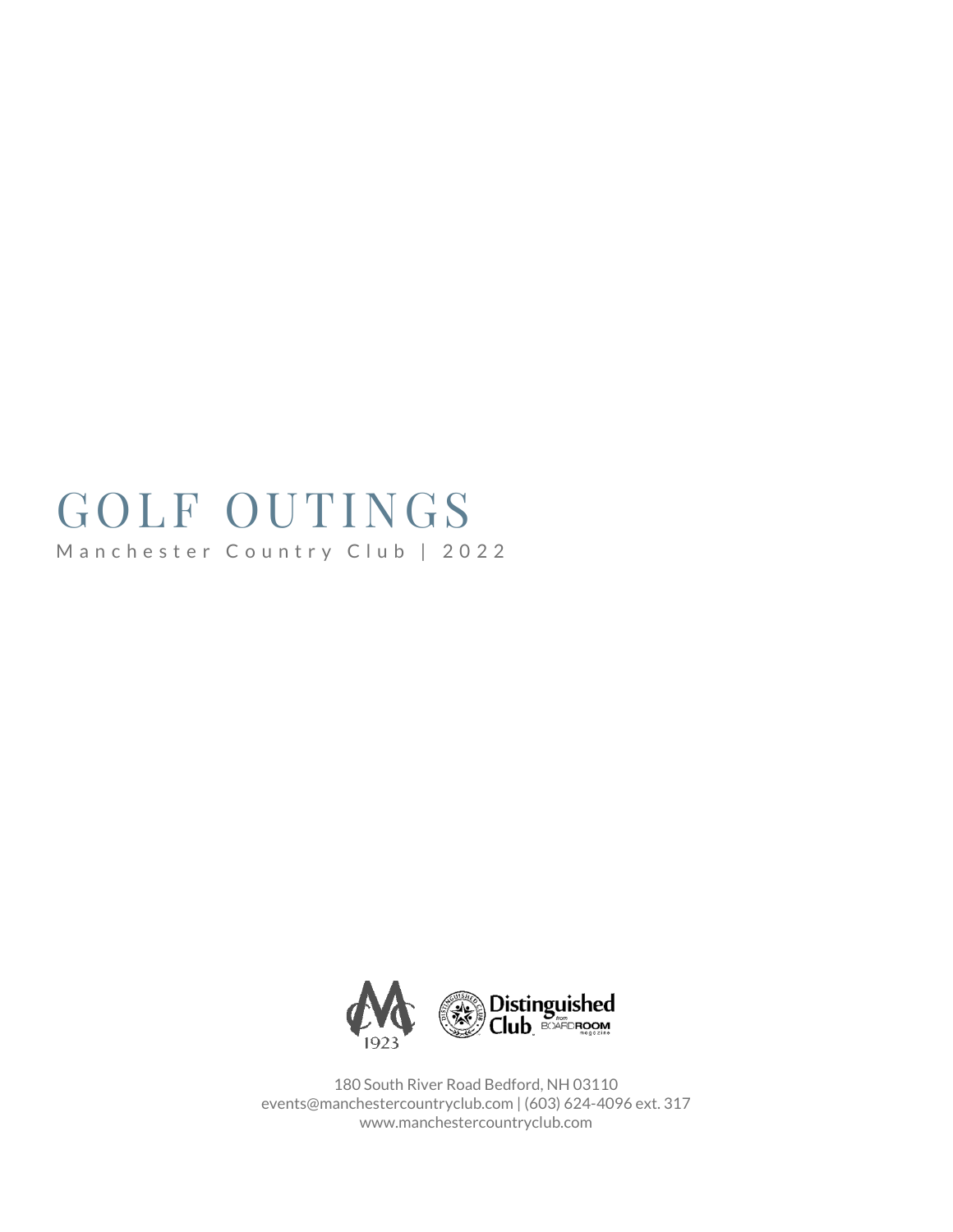# GOLF OUTINGS

Manchester Country Club | 2022

1923

Distinguished Club from BOARDROOM magazine

180 South River Road Bedford, NH 03110
events@manchestercountryclub.com | (603) 624-4096 ext. 317
www.manchestercountryclub.com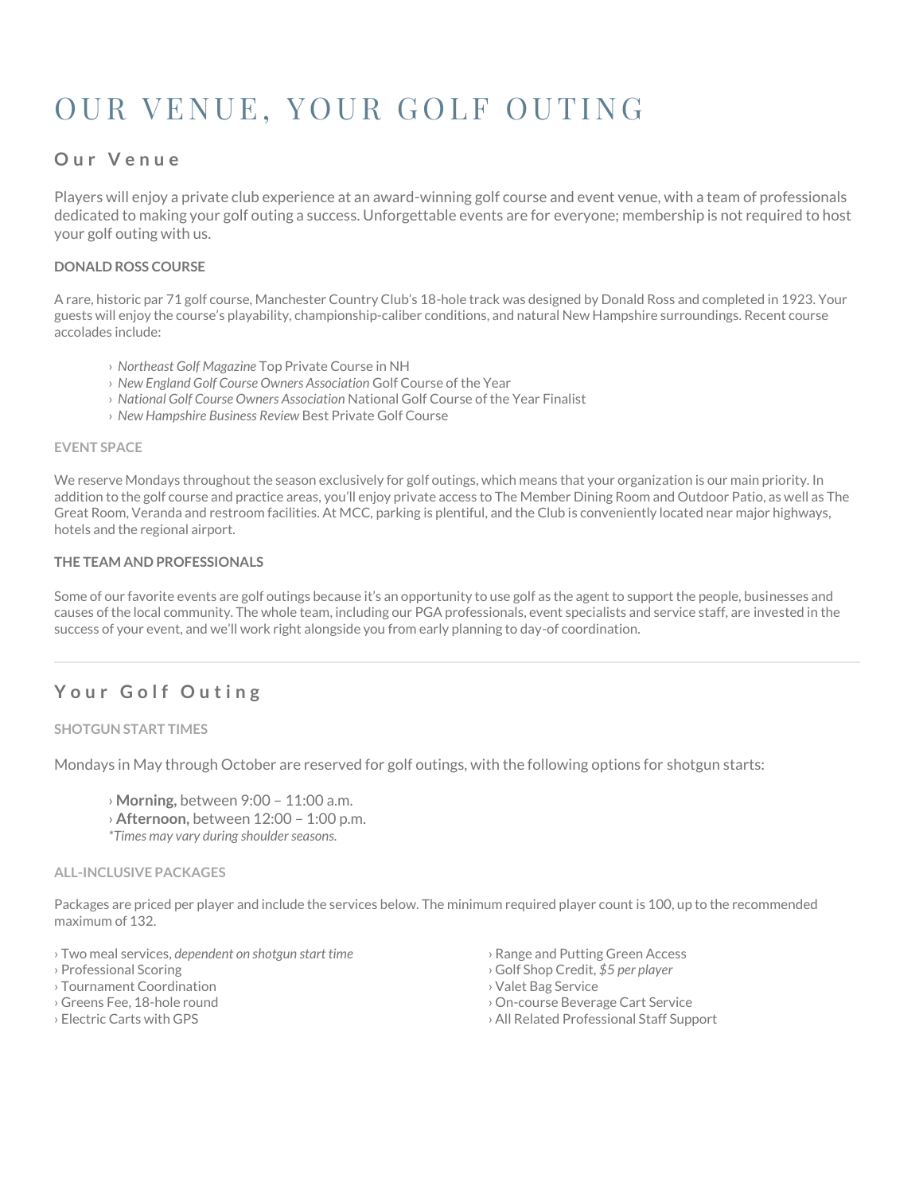# OUR VENUE, YOUR GOLF OUTING

## Our Venue

Players will enjoy a private club experience at an award-winning golf course and event venue, with a team of professionals dedicated to making your golf outing a success. Unforgettable events are for everyone; membership is not required to host your golf outing with us.

### DONALD ROSS COURSE

A rare, historic par 71 golf course, Manchester Country Club's 18-hole track was designed by Donald Ross and completed in 1923. Your guests will enjoy the course's playability, championship-caliber conditions, and natural New Hampshire surroundings. Recent course accolades include:

- *Northeast Golf Magazine* Top Private Course in NH
- *New England Golf Course Owners Association* Golf Course of the Year
- *National Golf Course Owners Association* National Golf Course of the Year Finalist
- *New Hampshire Business Review* Best Private Golf Course

### EVENT SPACE

We reserve Mondays throughout the season exclusively for golf outings, which means that your organization is our main priority. In addition to the golf course and practice areas, you'll enjoy private access to The Member Dining Room and Outdoor Patio, as well as The Great Room, Veranda and restroom facilities. At MCC, parking is plentiful, and the Club is conveniently located near major highways, hotels and the regional airport.

### THE TEAM AND PROFESSIONALS

Some of our favorite events are golf outings because it's an opportunity to use golf as the agent to support the people, businesses and causes of the local community. The whole team, including our PGA professionals, event specialists and service staff, are invested in the success of your event, and we'll work right alongside you from early planning to day-of coordination.

---

## Your Golf Outing

### SHOTGUN START TIMES

Mondays in May through October are reserved for golf outings, with the following options for shotgun starts:

- **Morning,** between 9:00 – 11:00 a.m.
- **Afternoon,** between 12:00 – 1:00 p.m.

*\*Times may vary during shoulder seasons.*

### ALL-INCLUSIVE PACKAGES

Packages are priced per player and include the services below. The minimum required player count is 100, up to the recommended maximum of 132.

- Two meal services, *dependent on shotgun start time*
- Professional Scoring
- Tournament Coordination
- Greens Fee, 18-hole round
- Electric Carts with GPS
- Range and Putting Green Access
- Golf Shop Credit, *$5 per player*
- Valet Bag Service
- On-course Beverage Cart Service
- All Related Professional Staff Support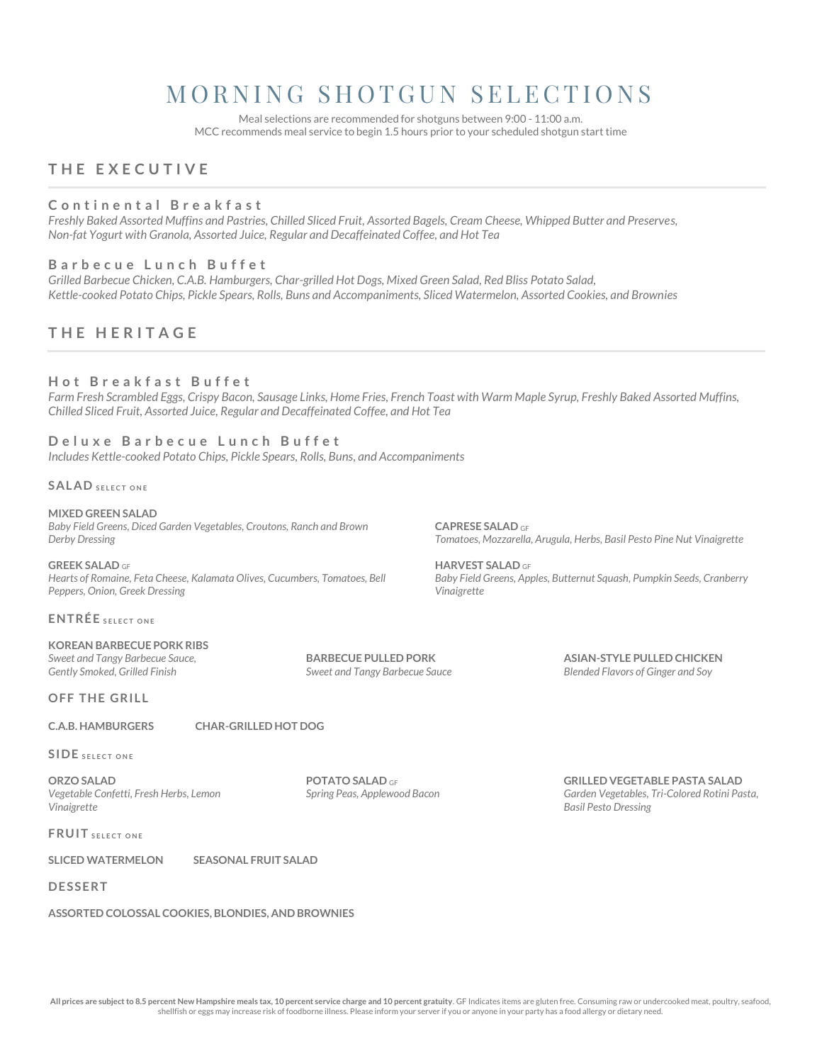# MORNING SHOTGUN SELECTIONS

Meal selections are recommended for shotguns between 9:00 - 11:00 a.m.
MCC recommends meal service to begin 1.5 hours prior to your scheduled shotgun start time

## THE EXECUTIVE

### Continental Breakfast

*Freshly Baked Assorted Muffins and Pastries, Chilled Sliced Fruit, Assorted Bagels, Cream Cheese, Whipped Butter and Preserves, Non-fat Yogurt with Granola, Assorted Juice, Regular and Decaffeinated Coffee, and Hot Tea*

### Barbecue Lunch Buffet

*Grilled Barbecue Chicken, C.A.B. Hamburgers, Char-grilled Hot Dogs, Mixed Green Salad, Red Bliss Potato Salad, Kettle-cooked Potato Chips, Pickle Spears, Rolls, Buns and Accompaniments, Sliced Watermelon, Assorted Cookies, and Brownies*

## THE HERITAGE

### Hot Breakfast Buffet

*Farm Fresh Scrambled Eggs, Crispy Bacon, Sausage Links, Home Fries, French Toast with Warm Maple Syrup, Freshly Baked Assorted Muffins, Chilled Sliced Fruit, Assorted Juice, Regular and Decaffeinated Coffee, and Hot Tea*

### Deluxe Barbecue Lunch Buffet

*Includes Kettle-cooked Potato Chips, Pickle Spears, Rolls, Buns, and Accompaniments*

**SALAD** SELECT ONE

**MIXED GREEN SALAD**
*Baby Field Greens, Diced Garden Vegetables, Croutons, Ranch and Brown Derby Dressing*

**CAPRESE SALAD** GF
*Tomatoes, Mozzarella, Arugula, Herbs, Basil Pesto Pine Nut Vinaigrette*

**GREEK SALAD** GF
*Hearts of Romaine, Feta Cheese, Kalamata Olives, Cucumbers, Tomatoes, Bell Peppers, Onion, Greek Dressing*

**HARVEST SALAD** GF
*Baby Field Greens, Apples, Butternut Squash, Pumpkin Seeds, Cranberry Vinaigrette*

**ENTRÉE** SELECT ONE

**KOREAN BARBECUE PORK RIBS**
*Sweet and Tangy Barbecue Sauce, Gently Smoked, Grilled Finish*

**BARBECUE PULLED PORK**
*Sweet and Tangy Barbecue Sauce*

**ASIAN-STYLE PULLED CHICKEN**
*Blended Flavors of Ginger and Soy*

**OFF THE GRILL**

**C.A.B. HAMBURGERS**

**CHAR-GRILLED HOT DOG**

**SIDE** SELECT ONE

**ORZO SALAD**
*Vegetable Confetti, Fresh Herbs, Lemon Vinaigrette*

**POTATO SALAD** GF
*Spring Peas, Applewood Bacon*

**GRILLED VEGETABLE PASTA SALAD**
*Garden Vegetables, Tri-Colored Rotini Pasta, Basil Pesto Dressing*

**FRUIT** SELECT ONE

**SLICED WATERMELON**

**SEASONAL FRUIT SALAD**

**DESSERT**

**ASSORTED COLOSSAL COOKIES, BLONDIES, AND BROWNIES**

**All prices are subject to 8.5 percent New Hampshire meals tax, 10 percent service charge and 10 percent gratuity**. GF Indicates items are gluten free. Consuming raw or undercooked meat, poultry, seafood, shellfish or eggs may increase risk of foodborne illness. Please inform your server if you or anyone in your party has a food allergy or dietary need.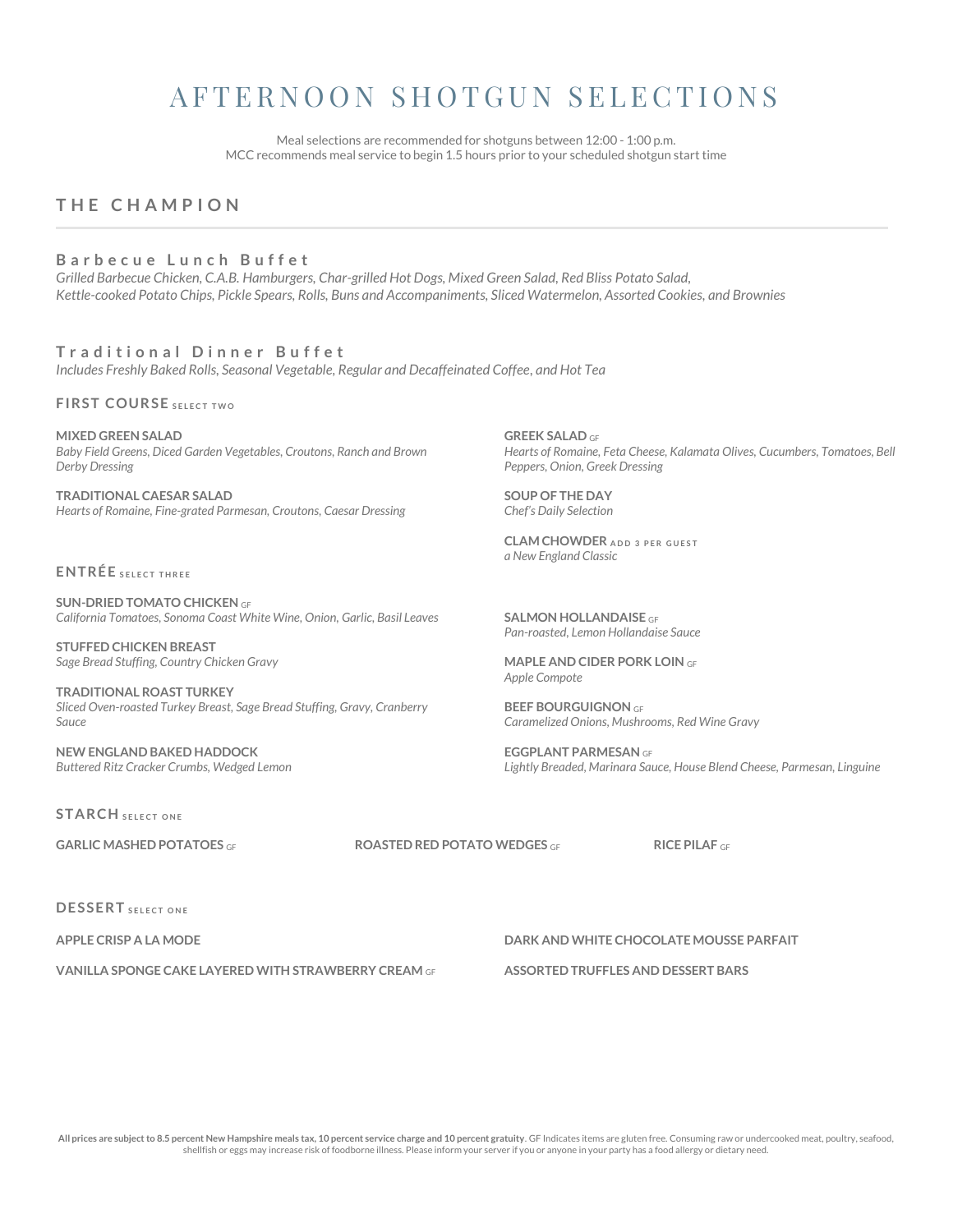# AFTERNOON SHOTGUN SELECTIONS

Meal selections are recommended for shotguns between 12:00 - 1:00 p.m.
MCC recommends meal service to begin 1.5 hours prior to your scheduled shotgun start time

## THE CHAMPION

### Barbecue Lunch Buffet

*Grilled Barbecue Chicken, C.A.B. Hamburgers, Char-grilled Hot Dogs, Mixed Green Salad, Red Bliss Potato Salad, Kettle-cooked Potato Chips, Pickle Spears, Rolls, Buns and Accompaniments, Sliced Watermelon, Assorted Cookies, and Brownies*

### Traditional Dinner Buffet

*Includes Freshly Baked Rolls, Seasonal Vegetable, Regular and Decaffeinated Coffee, and Hot Tea*

**FIRST COURSE** SELECT TWO

**MIXED GREEN SALAD**
*Baby Field Greens, Diced Garden Vegetables, Croutons, Ranch and Brown Derby Dressing*

**TRADITIONAL CAESAR SALAD**
*Hearts of Romaine, Fine-grated Parmesan, Croutons, Caesar Dressing*

**GREEK SALAD** GF
*Hearts of Romaine, Feta Cheese, Kalamata Olives, Cucumbers, Tomatoes, Bell Peppers, Onion, Greek Dressing*

**SOUP OF THE DAY**
*Chef's Daily Selection*

**CLAM CHOWDER** ADD 3 PER GUEST
*a New England Classic*

**ENTRÉE** SELECT THREE

**SUN-DRIED TOMATO CHICKEN** GF
*California Tomatoes, Sonoma Coast White Wine, Onion, Garlic, Basil Leaves*

**STUFFED CHICKEN BREAST**
*Sage Bread Stuffing, Country Chicken Gravy*

**TRADITIONAL ROAST TURKEY**
*Sliced Oven-roasted Turkey Breast, Sage Bread Stuffing, Gravy, Cranberry Sauce*

**NEW ENGLAND BAKED HADDOCK**
*Buttered Ritz Cracker Crumbs, Wedged Lemon*

**SALMON HOLLANDAISE** GF
*Pan-roasted, Lemon Hollandaise Sauce*

**MAPLE AND CIDER PORK LOIN** GF
*Apple Compote*

**BEEF BOURGUIGNON** GF
*Caramelized Onions, Mushrooms, Red Wine Gravy*

**EGGPLANT PARMESAN** GF
*Lightly Breaded, Marinara Sauce, House Blend Cheese, Parmesan, Linguine*

**STARCH** SELECT ONE

**GARLIC MASHED POTATOES** GF

**ROASTED RED POTATO WEDGES** GF

**RICE PILAF** GF

**DESSERT** SELECT ONE

**APPLE CRISP A LA MODE**

**VANILLA SPONGE CAKE LAYERED WITH STRAWBERRY CREAM** GF

**DARK AND WHITE CHOCOLATE MOUSSE PARFAIT**

**ASSORTED TRUFFLES AND DESSERT BARS**

**All prices are subject to 8.5 percent New Hampshire meals tax, 10 percent service charge and 10 percent gratuity**. GF Indicates items are gluten free. Consuming raw or undercooked meat, poultry, seafood, shellfish or eggs may increase risk of foodborne illness. Please inform your server if you or anyone in your party has a food allergy or dietary need.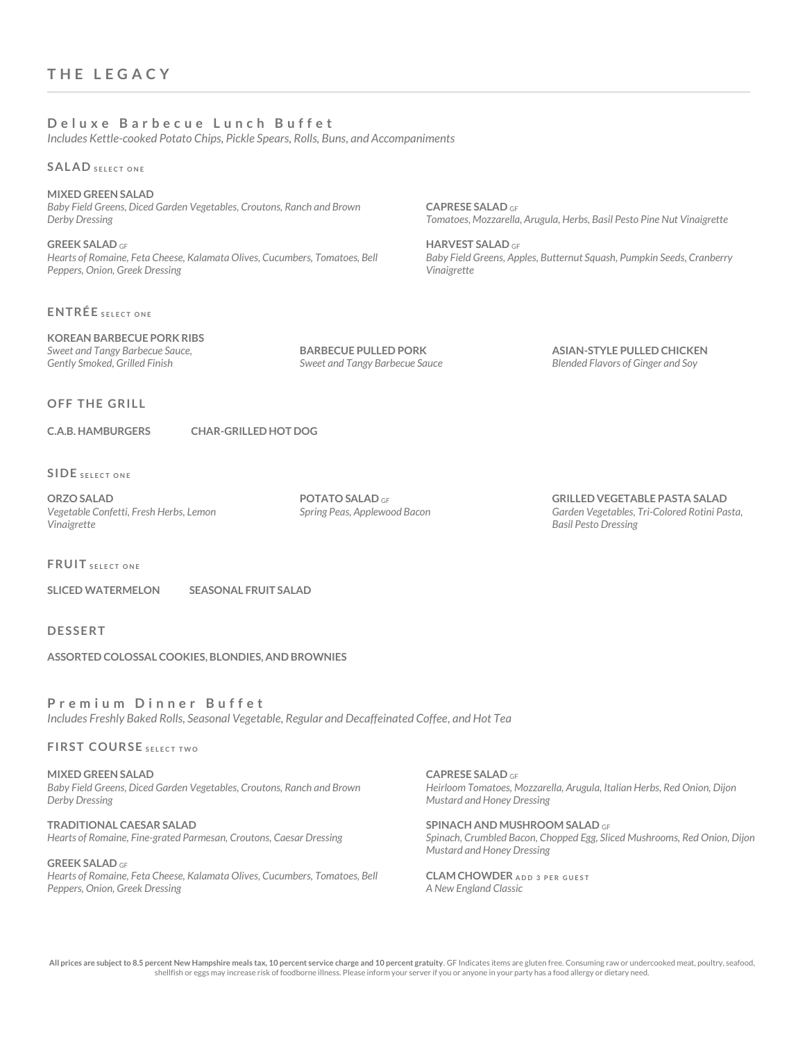# THE LEGACY

## Deluxe Barbecue Lunch Buffet

*Includes Kettle-cooked Potato Chips, Pickle Spears, Rolls, Buns, and Accompaniments*

### SALAD SELECT ONE

**MIXED GREEN SALAD**
*Baby Field Greens, Diced Garden Vegetables, Croutons, Ranch and Brown Derby Dressing*

**GREEK SALAD** GF
*Hearts of Romaine, Feta Cheese, Kalamata Olives, Cucumbers, Tomatoes, Bell Peppers, Onion, Greek Dressing*

**CAPRESE SALAD** GF
*Tomatoes, Mozzarella, Arugula, Herbs, Basil Pesto Pine Nut Vinaigrette*

**HARVEST SALAD** GF
*Baby Field Greens, Apples, Butternut Squash, Pumpkin Seeds, Cranberry Vinaigrette*

### ENTRÉE SELECT ONE

**KOREAN BARBECUE PORK RIBS**
*Sweet and Tangy Barbecue Sauce, Gently Smoked, Grilled Finish*

**BARBECUE PULLED PORK**
*Sweet and Tangy Barbecue Sauce*

**ASIAN-STYLE PULLED CHICKEN**
*Blended Flavors of Ginger and Soy*

### OFF THE GRILL

**C.A.B. HAMBURGERS**

**CHAR-GRILLED HOT DOG**

### SIDE SELECT ONE

**ORZO SALAD**
*Vegetable Confetti, Fresh Herbs, Lemon Vinaigrette*

**POTATO SALAD** GF
*Spring Peas, Applewood Bacon*

**GRILLED VEGETABLE PASTA SALAD**
*Garden Vegetables, Tri-Colored Rotini Pasta, Basil Pesto Dressing*

### FRUIT SELECT ONE

**SLICED WATERMELON**

**SEASONAL FRUIT SALAD**

### DESSERT

**ASSORTED COLOSSAL COOKIES, BLONDIES, AND BROWNIES**

## Premium Dinner Buffet

*Includes Freshly Baked Rolls, Seasonal Vegetable, Regular and Decaffeinated Coffee, and Hot Tea*

### FIRST COURSE SELECT TWO

**MIXED GREEN SALAD**
*Baby Field Greens, Diced Garden Vegetables, Croutons, Ranch and Brown Derby Dressing*

**TRADITIONAL CAESAR SALAD**
*Hearts of Romaine, Fine-grated Parmesan, Croutons, Caesar Dressing*

**GREEK SALAD** GF
*Hearts of Romaine, Feta Cheese, Kalamata Olives, Cucumbers, Tomatoes, Bell Peppers, Onion, Greek Dressing*

**CAPRESE SALAD** GF
*Heirloom Tomatoes, Mozzarella, Arugula, Italian Herbs, Red Onion, Dijon Mustard and Honey Dressing*

**SPINACH AND MUSHROOM SALAD** GF
*Spinach, Crumbled Bacon, Chopped Egg, Sliced Mushrooms, Red Onion, Dijon Mustard and Honey Dressing*

**CLAM CHOWDER** ADD 3 PER GUEST
*A New England Classic*

**All prices are subject to 8.5 percent New Hampshire meals tax, 10 percent service charge and 10 percent gratuity**. GF Indicates items are gluten free. Consuming raw or undercooked meat, poultry, seafood, shellfish or eggs may increase risk of foodborne illness. Please inform your server if you or anyone in your party has a food allergy or dietary need.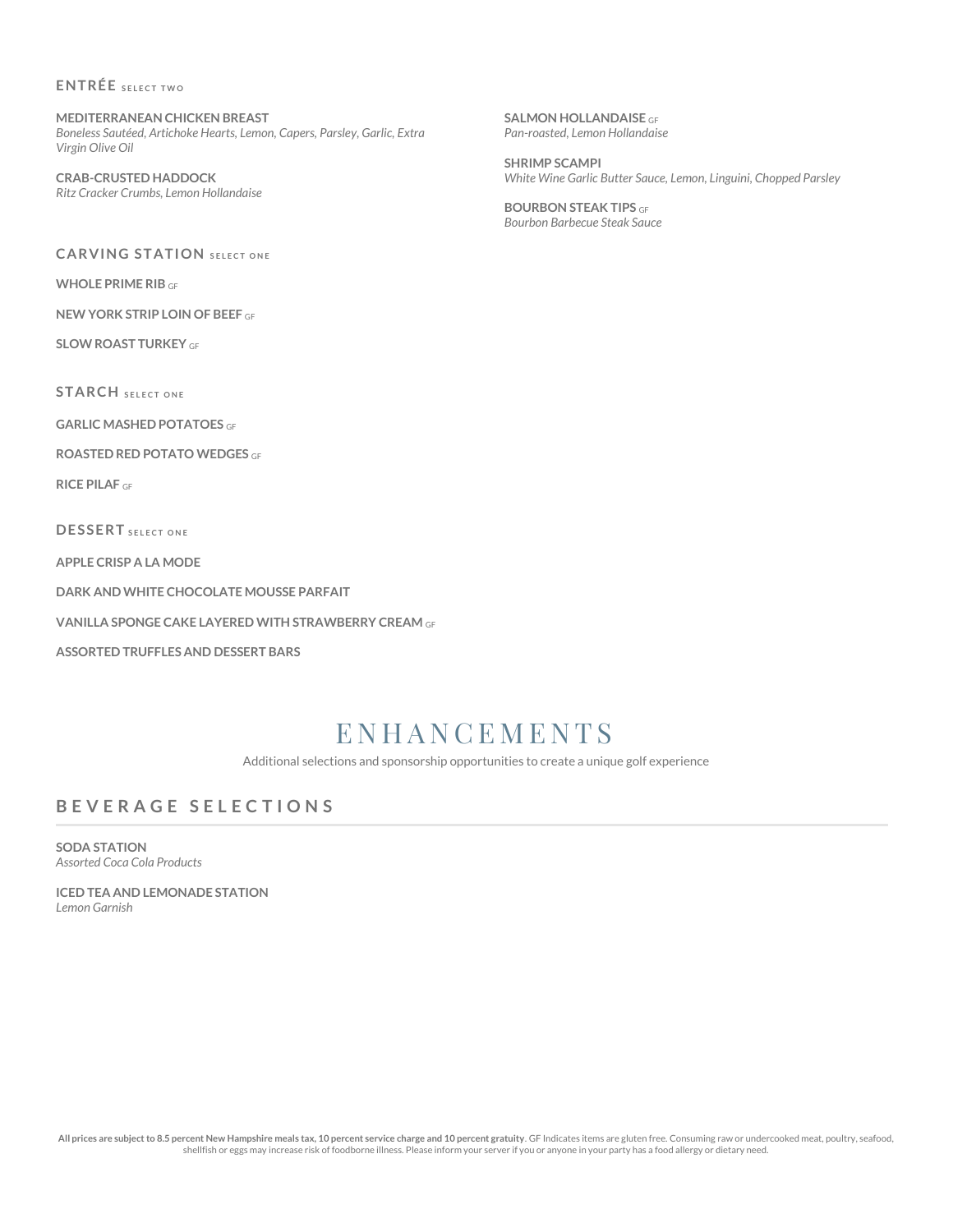## ENTRÉE SELECT TWO

**MEDITERRANEAN CHICKEN BREAST**
*Boneless Sautéed, Artichoke Hearts, Lemon, Capers, Parsley, Garlic, Extra Virgin Olive Oil*

**CRAB-CRUSTED HADDOCK**
*Ritz Cracker Crumbs, Lemon Hollandaise*

**SALMON HOLLANDAISE** GF
*Pan-roasted, Lemon Hollandaise*

**SHRIMP SCAMPI**
*White Wine Garlic Butter Sauce, Lemon, Linguini, Chopped Parsley*

**BOURBON STEAK TIPS** GF
*Bourbon Barbecue Steak Sauce*

## CARVING STATION SELECT ONE

**WHOLE PRIME RIB** GF

**NEW YORK STRIP LOIN OF BEEF** GF

**SLOW ROAST TURKEY** GF

## STARCH SELECT ONE

**GARLIC MASHED POTATOES** GF

**ROASTED RED POTATO WEDGES** GF

**RICE PILAF** GF

## DESSERT SELECT ONE

**APPLE CRISP A LA MODE**

**DARK AND WHITE CHOCOLATE MOUSSE PARFAIT**

**VANILLA SPONGE CAKE LAYERED WITH STRAWBERRY CREAM** GF

**ASSORTED TRUFFLES AND DESSERT BARS**

# ENHANCEMENTS

Additional selections and sponsorship opportunities to create a unique golf experience

## BEVERAGE SELECTIONS

**SODA STATION**
*Assorted Coca Cola Products*

**ICED TEA AND LEMONADE STATION**
*Lemon Garnish*

**All prices are subject to 8.5 percent New Hampshire meals tax, 10 percent service charge and 10 percent gratuity**. GF Indicates items are gluten free. Consuming raw or undercooked meat, poultry, seafood, shellfish or eggs may increase risk of foodborne illness. Please inform your server if you or anyone in your party has a food allergy or dietary need.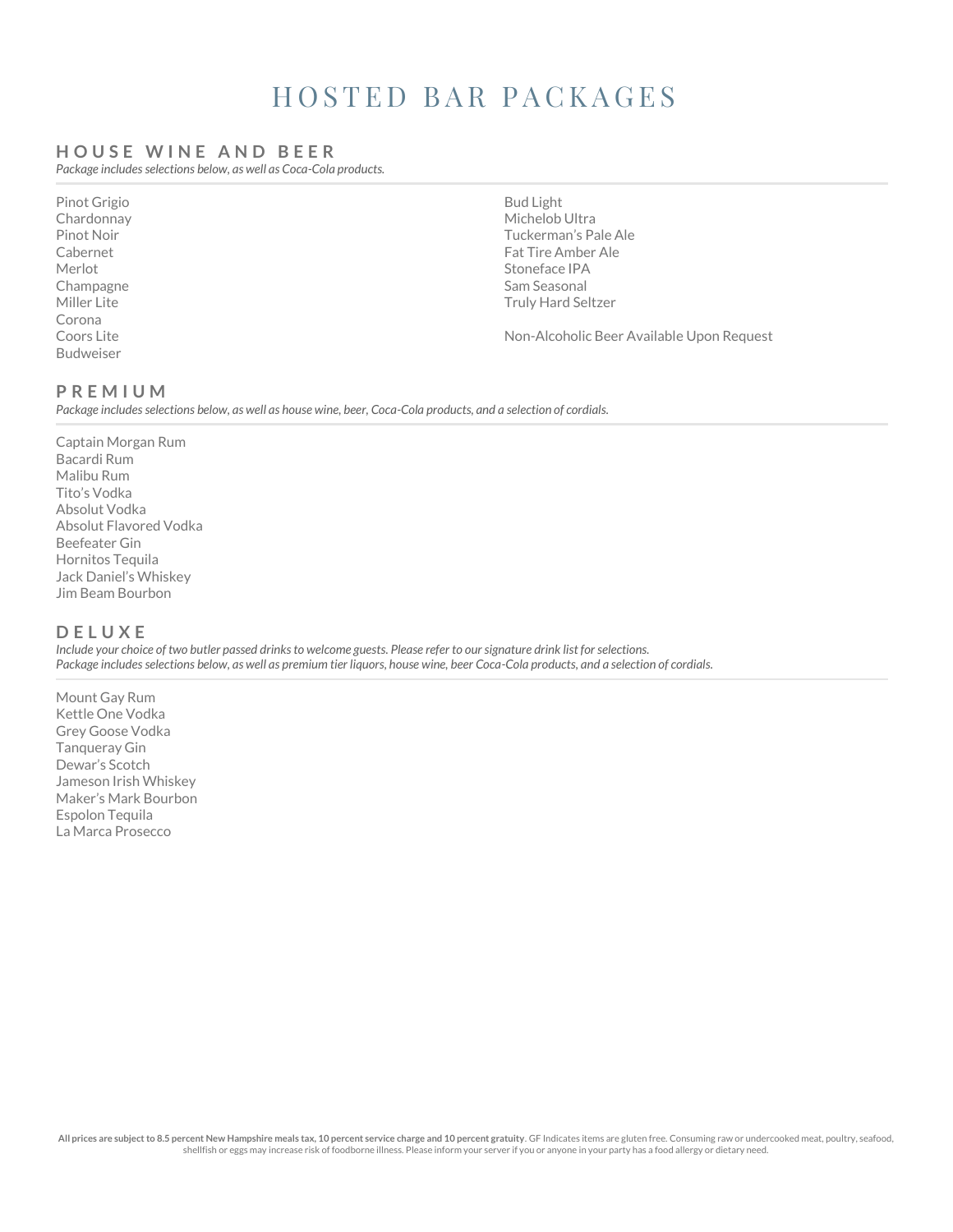# HOSTED BAR PACKAGES

## HOUSE WINE AND BEER

*Package includes selections below, as well as Coca-Cola products.*

Pinot Grigio
Chardonnay
Pinot Noir
Cabernet
Merlot
Champagne
Miller Lite
Corona
Coors Lite
Budweiser
Bud Light
Michelob Ultra
Tuckerman's Pale Ale
Fat Tire Amber Ale
Stoneface IPA
Sam Seasonal
Truly Hard Seltzer

Non-Alcoholic Beer Available Upon Request

## PREMIUM

*Package includes selections below, as well as house wine, beer, Coca-Cola products, and a selection of cordials.*

Captain Morgan Rum
Bacardi Rum
Malibu Rum
Tito's Vodka
Absolut Vodka
Absolut Flavored Vodka
Beefeater Gin
Hornitos Tequila
Jack Daniel's Whiskey
Jim Beam Bourbon

## DELUXE

*Include your choice of two butler passed drinks to welcome guests. Please refer to our signature drink list for selections.*
*Package includes selections below, as well as premium tier liquors, house wine, beer Coca-Cola products, and a selection of cordials.*

Mount Gay Rum
Kettle One Vodka
Grey Goose Vodka
Tanqueray Gin
Dewar's Scotch
Jameson Irish Whiskey
Maker's Mark Bourbon
Espolon Tequila
La Marca Prosecco

**All prices are subject to 8.5 percent New Hampshire meals tax, 10 percent service charge and 10 percent gratuity**. GF Indicates items are gluten free. Consuming raw or undercooked meat, poultry, seafood, shellfish or eggs may increase risk of foodborne illness. Please inform your server if you or anyone in your party has a food allergy or dietary need.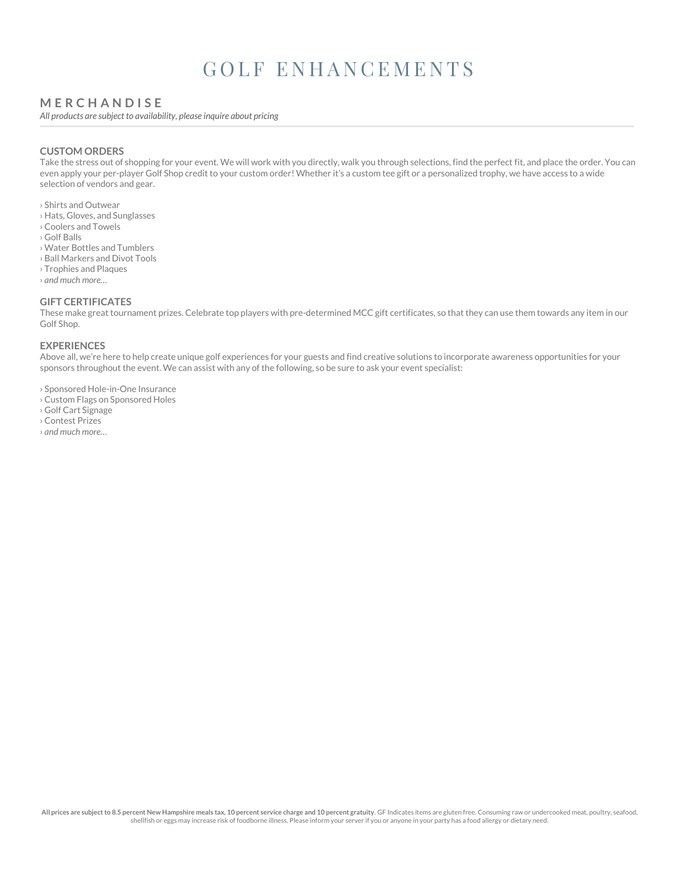# GOLF ENHANCEMENTS

## MERCHANDISE

*All products are subject to availability, please inquire about pricing*

### CUSTOM ORDERS

Take the stress out of shopping for your event. We will work with you directly, walk you through selections, find the perfect fit, and place the order. You can even apply your per-player Golf Shop credit to your custom order! Whether it's a custom tee gift or a personalized trophy, we have access to a wide selection of vendors and gear.

› Shirts and Outwear
› Hats, Gloves, and Sunglasses
› Coolers and Towels
› Golf Balls
› Water Bottles and Tumblers
› Ball Markers and Divot Tools
› Trophies and Plaques
› *and much more…*

### GIFT CERTIFICATES

These make great tournament prizes. Celebrate top players with pre-determined MCC gift certificates, so that they can use them towards any item in our Golf Shop.

### EXPERIENCES

Above all, we're here to help create unique golf experiences for your guests and find creative solutions to incorporate awareness opportunities for your sponsors throughout the event. We can assist with any of the following, so be sure to ask your event specialist:

› Sponsored Hole-in-One Insurance
› Custom Flags on Sponsored Holes
› Golf Cart Signage
› Contest Prizes
› *and much more…*

**All prices are subject to 8.5 percent New Hampshire meals tax, 10 percent service charge and 10 percent gratuity**. GF Indicates items are gluten free. Consuming raw or undercooked meat, poultry, seafood, shellfish or eggs may increase risk of foodborne illness. Please inform your server if you or anyone in your party has a food allergy or dietary need.